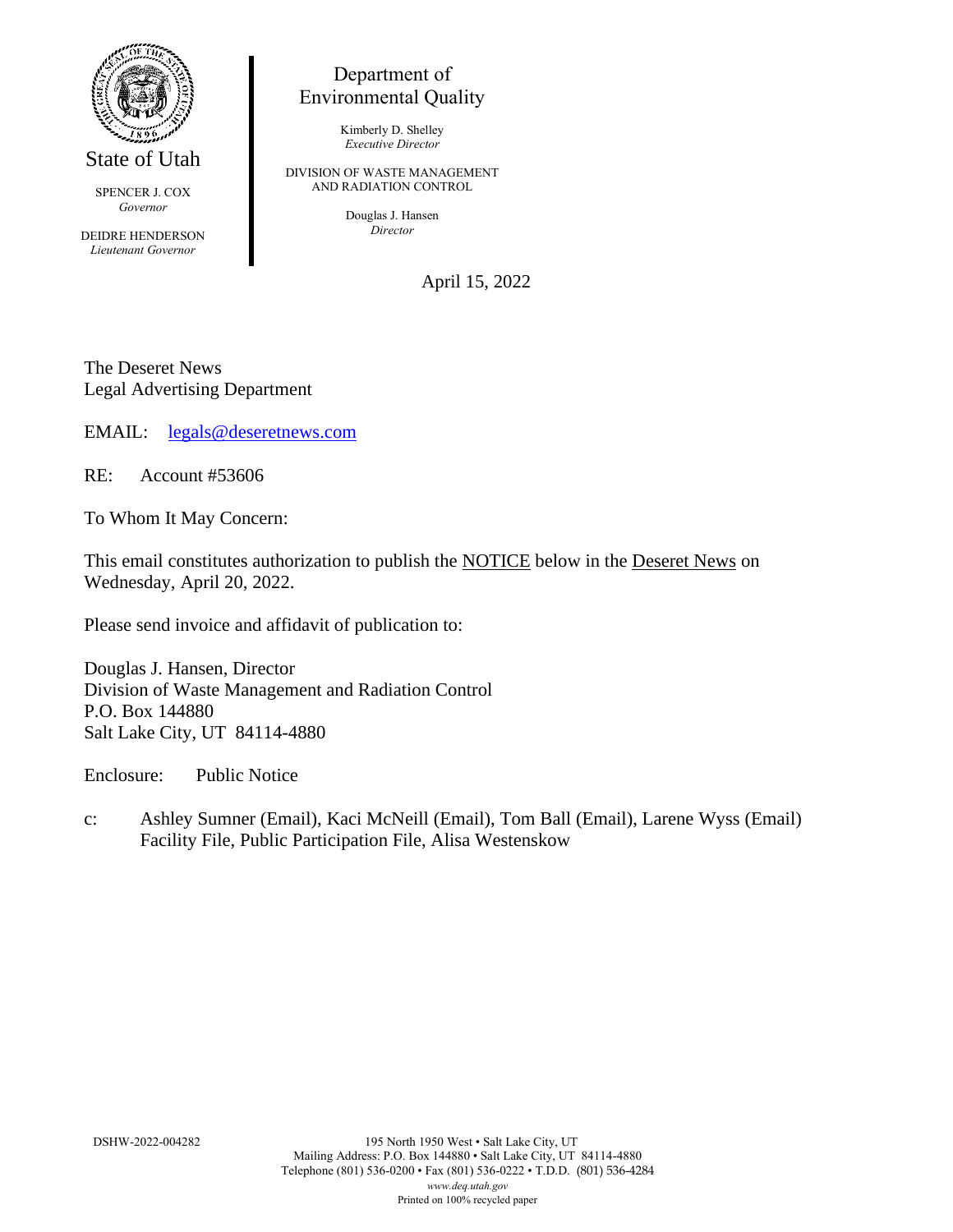State of Utah

SPENCER J. COX
*Governor*

DEIDRE HENDERSON
*Lieutenant Governor*

Department of
Environmental Quality

Kimberly D. Shelley
*Executive Director*

DIVISION OF WASTE MANAGEMENT
AND RADIATION CONTROL

Douglas J. Hansen
*Director*

April 15, 2022

The Deseret News
Legal Advertising Department

EMAIL: legals@deseretnews.com

RE: Account #53606

To Whom It May Concern:

This email constitutes authorization to publish the NOTICE below in the Deseret News on Wednesday, April 20, 2022.

Please send invoice and affidavit of publication to:

Douglas J. Hansen, Director
Division of Waste Management and Radiation Control
P.O. Box 144880
Salt Lake City, UT 84114-4880

Enclosure: Public Notice

c: Ashley Sumner (Email), Kaci McNeill (Email), Tom Ball (Email), Larene Wyss (Email)
Facility File, Public Participation File, Alisa Westenskow

DSHW-2022-004282

195 North 1950 West • Salt Lake City, UT
Mailing Address: P.O. Box 144880 • Salt Lake City, UT 84114-4880
Telephone (801) 536-0200 • Fax (801) 536-0222 • T.D.D. (801) 536-4284
*www.deq.utah.gov*
Printed on 100% recycled paper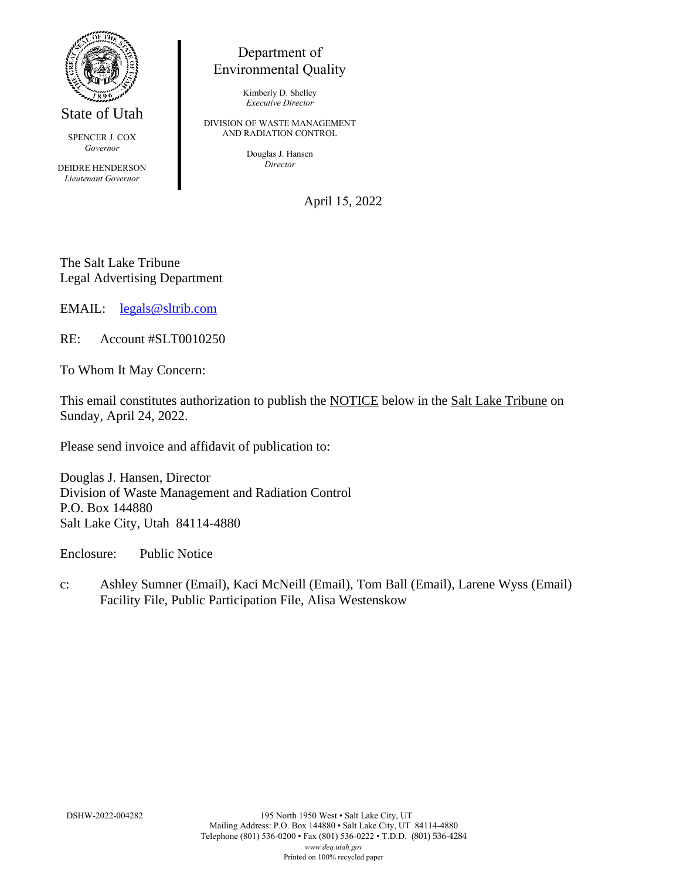State of Utah

SPENCER J. COX
*Governor*

DEIDRE HENDERSON
*Lieutenant Governor*

Department of
Environmental Quality

Kimberly D. Shelley
*Executive Director*

DIVISION OF WASTE MANAGEMENT
AND RADIATION CONTROL

Douglas J. Hansen
*Director*

April 15, 2022

The Salt Lake Tribune
Legal Advertising Department

EMAIL: legals@sltrib.com

RE: Account #SLT0010250

To Whom It May Concern:

This email constitutes authorization to publish the NOTICE below in the Salt Lake Tribune on Sunday, April 24, 2022.

Please send invoice and affidavit of publication to:

Douglas J. Hansen, Director
Division of Waste Management and Radiation Control
P.O. Box 144880
Salt Lake City, Utah 84114-4880

Enclosure: Public Notice

c: Ashley Sumner (Email), Kaci McNeill (Email), Tom Ball (Email), Larene Wyss (Email)
Facility File, Public Participation File, Alisa Westenskow

DSHW-2022-004282

195 North 1950 West • Salt Lake City, UT
Mailing Address: P.O. Box 144880 • Salt Lake City, UT 84114-4880
Telephone (801) 536-0200 • Fax (801) 536-0222 • T.D.D. (801) 536-4284
*www.deq.utah.gov*
Printed on 100% recycled paper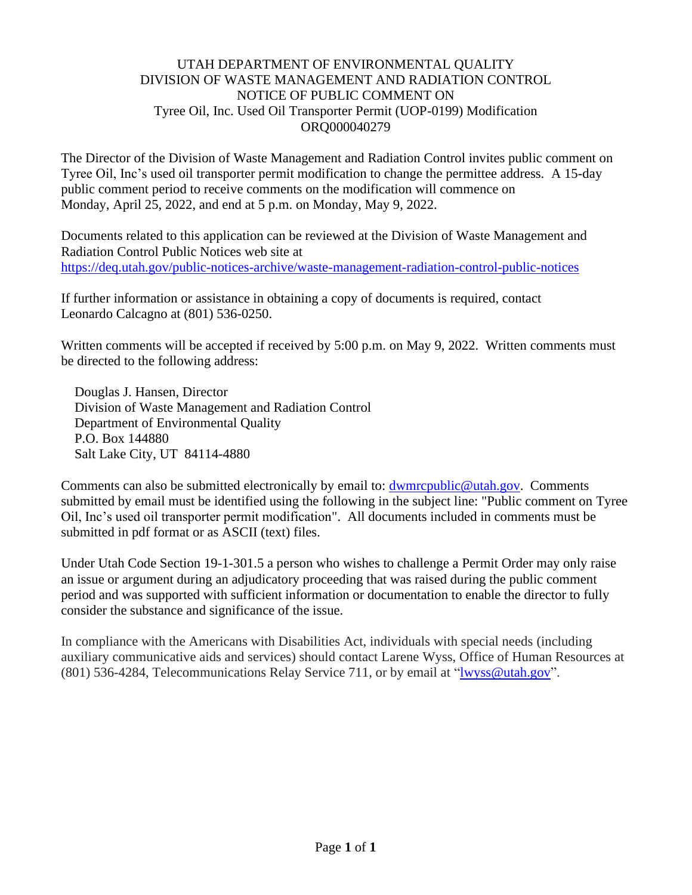# UTAH DEPARTMENT OF ENVIRONMENTAL QUALITY
## DIVISION OF WASTE MANAGEMENT AND RADIATION CONTROL
## NOTICE OF PUBLIC COMMENT ON
## Tyree Oil, Inc. Used Oil Transporter Permit (UOP-0199) Modification
## ORQ000040279

The Director of the Division of Waste Management and Radiation Control invites public comment on Tyree Oil, Inc's used oil transporter permit modification to change the permittee address. A 15-day public comment period to receive comments on the modification will commence on Monday, April 25, 2022, and end at 5 p.m. on Monday, May 9, 2022.

Documents related to this application can be reviewed at the Division of Waste Management and Radiation Control Public Notices web site at https://deq.utah.gov/public-notices-archive/waste-management-radiation-control-public-notices

If further information or assistance in obtaining a copy of documents is required, contact Leonardo Calcagno at (801) 536-0250.

Written comments will be accepted if received by 5:00 p.m. on May 9, 2022. Written comments must be directed to the following address:

Douglas J. Hansen, Director
Division of Waste Management and Radiation Control
Department of Environmental Quality
P.O. Box 144880
Salt Lake City, UT 84114-4880

Comments can also be submitted electronically by email to: dwmrcpublic@utah.gov. Comments submitted by email must be identified using the following in the subject line: "Public comment on Tyree Oil, Inc's used oil transporter permit modification". All documents included in comments must be submitted in pdf format or as ASCII (text) files.

Under Utah Code Section 19-1-301.5 a person who wishes to challenge a Permit Order may only raise an issue or argument during an adjudicatory proceeding that was raised during the public comment period and was supported with sufficient information or documentation to enable the director to fully consider the substance and significance of the issue.

In compliance with the Americans with Disabilities Act, individuals with special needs (including auxiliary communicative aids and services) should contact Larene Wyss, Office of Human Resources at (801) 536-4284, Telecommunications Relay Service 711, or by email at "lwyss@utah.gov".